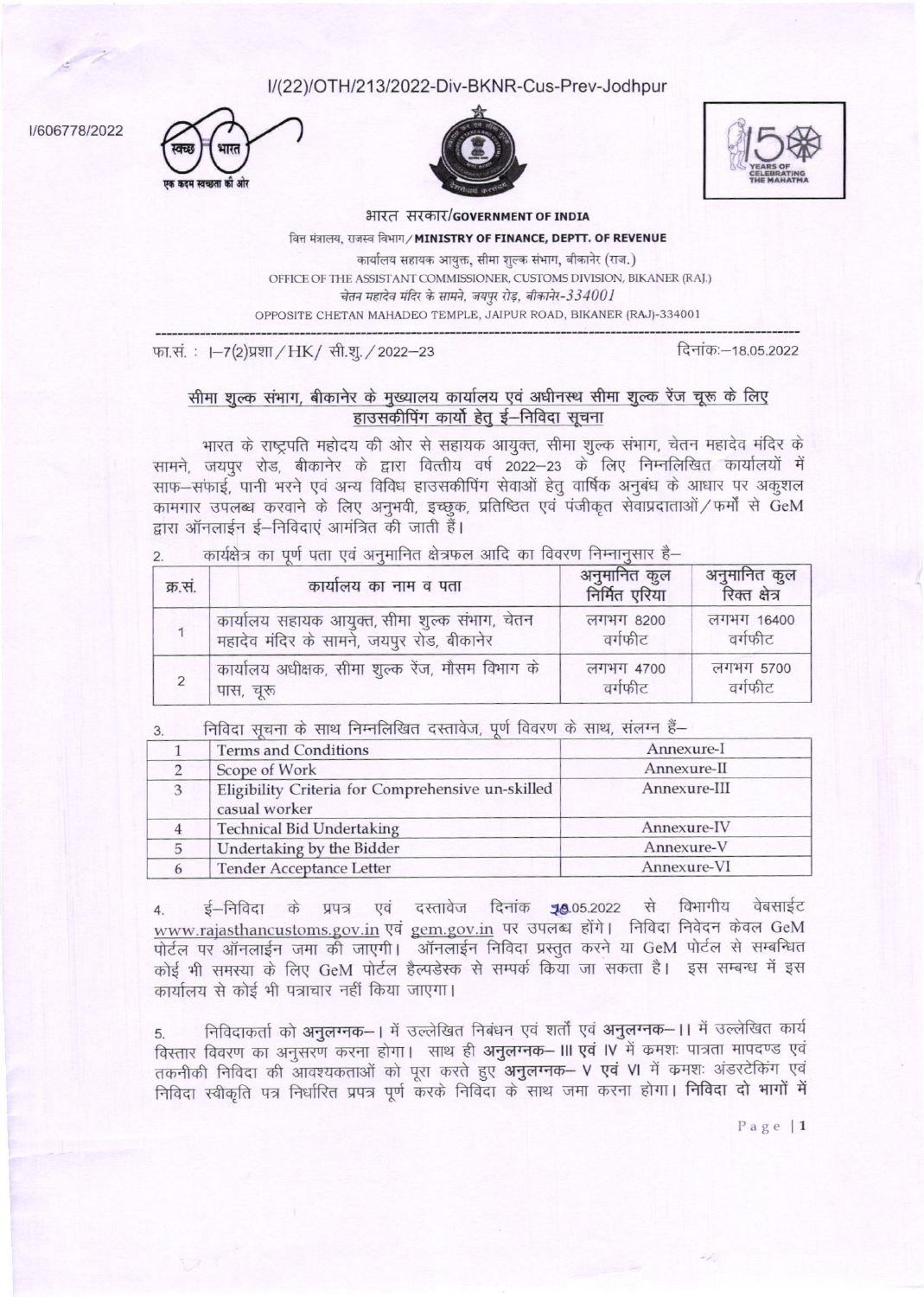I/(22)/OTH/213/2022-Div-BKNR-Cus-Prev-Jodhpur

I/606778/2022

भारत सरकार/GOVERNMENT OF INDIA

वित्त मंत्रालय, राजस्व विभाग / MINISTRY OF FINANCE, DEPTT. OF REVENUE

कार्यालय सहायक आयुक्त, सीमा शुल्क संभाग, बीकानेर (राज.)

OFFICE OF THE ASSISTANT COMMISSIONER, CUSTOMS DIVISION, BIKANER (RAJ.)

चेतन महादेव मंदिर के सामने, जयपुर रोड़, बीकानेर-334001

OPPOSITE CHETAN MAHADEO TEMPLE, JAIPUR ROAD, BIKANER (RAJ)-334001

---

फा.सं. : I–7(2)प्रशा / HK / सी.शु. / 2022–23 दिनांक:–18.05.2022

## सीमा शुल्क संभाग, बीकानेर के मुख्यालय कार्यालय एवं अधीनस्थ सीमा शुल्क रेंज चूरू के लिए हाउसकीपिंग कार्यो हेतु ई–निविदा सूचना

भारत के राष्ट्रपति महोदय की ओर से सहायक आयुक्त, सीमा शुल्क संभाग, चेतन महादेव मंदिर के सामने, जयपुर रोड, बीकानेर के द्वारा वित्तीय वर्ष 2022–23 के लिए निम्नलिखित कार्यालयों में साफ–सफाई, पानी भरने एवं अन्य विविध हाउसकीपिंग सेवाओं हेतु वार्षिक अनुबंध के आधार पर अकुशल कामगार उपलब्ध करवाने के लिए अनुभवी, इच्छुक, प्रतिष्ठित एवं पंजीकृत सेवाप्रदाताओं / फर्मों से GeM द्वारा ऑनलाईन ई–निविदाएं आमंत्रित की जाती हैं।

2. कार्यक्षेत्र का पूर्ण पता एवं अनुमानित क्षेत्रफल आदि का विवरण निम्नानुसार है–

| क्र.सं. | कार्यालय का नाम व पता | अनुमानित कुल निर्मित एरिया | अनुमानित कुल रिक्त क्षेत्र |
|---|---|---|---|
| 1 | कार्यालय सहायक आयुक्त, सीमा शुल्क संभाग, चेतन महादेव मंदिर के सामने, जयपुर रोड, बीकानेर | लगभग 8200 वर्गफीट | लगभग 16400 वर्गफीट |
| 2 | कार्यालय अधीक्षक, सीमा शुल्क रेंज, मौसम विभाग के पास, चूरू | लगभग 4700 वर्गफीट | लगभग 5700 वर्गफीट |

3. निविदा सूचना के साथ निम्नलिखित दस्तावेज, पूर्ण विवरण के साथ, संलग्न हैं–

| | | |
|---|---|---|
| 1 | Terms and Conditions | Annexure-I |
| 2 | Scope of Work | Annexure-II |
| 3 | Eligibility Criteria for Comprehensive un-skilled casual worker | Annexure-III |
| 4 | Technical Bid Undertaking | Annexure-IV |
| 5 | Undertaking by the Bidder | Annexure-V |
| 6 | Tender Acceptance Letter | Annexure-VI |

4. ई–निविदा के प्रपत्र एवं दस्तावेज दिनांक 18.05.2022 से विभागीय वेबसाईट www.rajasthancustoms.gov.in एवं gem.gov.in पर उपलब्ध होंगे। निविदा निवेदन केवल GeM पोर्टल पर ऑनलाईन जमा की जाएगी। ऑनलाईन निविदा प्रस्तुत करने या GeM पोर्टल से सम्बन्धित कोई भी समस्या के लिए GeM पोर्टल हैल्पडेस्क से सम्पर्क किया जा सकता है। इस सम्बन्ध में इस कार्यालय से कोई भी पत्राचार नहीं किया जाएगा।

5. निविदाकर्ता को **अनुलग्नक– I** में उल्लेखित निबंधन एवं शर्तो एवं **अनुलग्नक– II** में उल्लेखित कार्य विस्तार विवरण का अनुसरण करना होगा। साथ ही **अनुलग्नक– III एवं IV** में क्रमशः पात्रता मापदण्ड एवं तकनीकी निविदा की आवश्यकताओं को पूरा करते हुए **अनुलग्नक– V एवं VI** में क्रमशः अंडरटेकिंग एवं निविदा स्वीकृति पत्र निर्धारित प्रपत्र पूर्ण करके निविदा के साथ जमा करना होगा। **निविदा दो भागों में**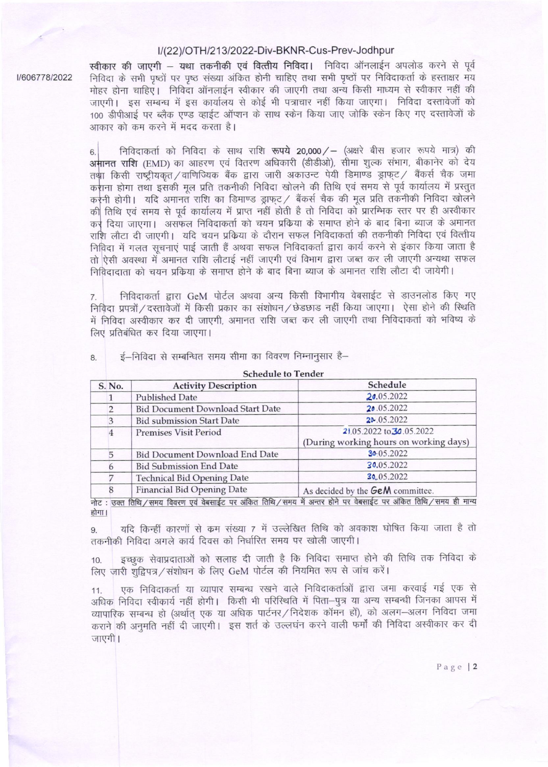I/(22)/OTH/213/2022-Div-BKNR-Cus-Prev-Jodhpur

I/606778/2022

**स्वीकार की जाएगी – यथा तकनीकी एवं वित्तीय निविदा।** निविदा ऑनलाईन अपलोड करने से पूर्व निविदा के सभी पृष्ठों पर पृष्ठ संख्या अंकित होनी चाहिए तथा सभी पृष्ठों पर निविदाकर्ता के हस्ताक्षर मय मोहर होना चाहिए। निविदा ऑनलाईन स्वीकार की जाएगी तथा अन्य किसी माध्यम से स्वीकार नहीं की जाएगी। इस सम्बन्ध में इस कार्यालय से कोई भी पत्राचार नहीं किया जाएगा। निविदा दस्तावेजों को 100 डीपीआई पर ब्लैक एण्ड व्हाईट ऑप्शन के साथ स्कैन किया जाए जोकि स्कैन किए गए दस्तावेजों के आकार को कम करने में मदद करता है।

6. निविदाकर्ता को निविदा के साथ राशि **रूपये 20,000/–** (अक्षरे बीस हजार रूपये मात्र) की **अमानत राशि** (EMD) का आहरण एवं वितरण अधिकारी (डीडीओ), सीमा शुल्क संभाग, बीकानेर को देय तथा किसी राष्ट्रीयकृत/वाणिज्यिक बैंक द्वारा जारी अकाउन्ट पेयी डिमाण्ड ड्राफ्ट/ बैंकर्स चैक जमा कराना होगा तथा इसकी मूल प्रति तकनीकी निविदा खोलने की तिथि एवं समय से पूर्व कार्यालय में प्रस्तुत करनी होगी। यदि अमानत राशि का डिमाण्ड ड्राफ्ट/ बैंकर्स चैक की मूल प्रति तकनीकी निविदा खोलने की तिथि एवं समय से पूर्व कार्यालय में प्राप्त नहीं होती है तो निविदा को प्रारम्भिक स्तर पर ही अस्वीकार कर दिया जाएगा। असफल निविदाकर्ता को चयन प्रकिया के समाप्त होने के बाद बिना ब्याज के अमानत राशि लौटा दी जाएगी। यदि चयन प्रक्रिया के दौरान सफल निविदाकर्ता की तकनीकी निविदा एवं वित्तीय निविदा में गलत सूचनाएं पाई जाती हैं अथवा सफल निविदाकर्ता द्वारा कार्य करने से इंकार किया जाता है तो ऐसी अवस्था में अमानत राशि लौटाई नहीं जाएगी एवं विभाग द्वारा जब्त कर ली जाएगी अन्यथा सफल निविदादाता को चयन प्रक्रिया के समाप्त होने के बाद बिना ब्याज के अमानत राशि लौटा दी जायेगी।

7. निविदाकर्ता द्वारा GeM पोर्टल अथवा अन्य किसी विभागीय वेबसाईट से डाउनलोड किए गए निविदा प्रपत्रों/दस्तावेजों में किसी प्रकार का संशोधन/छेडछाड नहीं किया जाएगा। ऐसा होने की स्थिति में निविदा अस्वीकार कर दी जाएगी, अमानत राशि जब्त कर ली जाएगी तथा निविदाकर्ता को भविष्य के लिए प्रतिबंधित कर दिया जाएगा।

8. ई–निविदा से सम्बन्धित समय सीमा का विवरण निम्नानुसार है–

**Schedule to Tender**

| S. No. | Activity Description | Schedule |
|---|---|---|
| 1 | Published Date | 20.05.2022 |
| 2 | Bid Document Download Start Date | 20.05.2022 |
| 3 | Bid submission Start Date | 20.05.2022 |
| 4 | Premises Visit Period | 21.05.2022 to 30.05.2022 (During working hours on working days) |
| 5 | Bid Document Download End Date | 30.05.2022 |
| 6 | Bid Submission End Date | 30.05.2022 |
| 7 | Technical Bid Opening Date | 30.05.2022 |
| 8 | Financial Bid Opening Date | As decided by the GeM committee. |

नोट : उक्त तिथि/समय विवरण एवं वेबसाईट पर अंकित तिथि/समय में अन्तर होने पर वेबसाईट पर अंकित तिथि/समय ही मान्य होगा।

9. यदि किन्हीं कारणों से क्रम संख्या 7 में उल्लेखित तिथि को अवकाश घोषित किया जाता है तो तकनीकी निविदा अगले कार्य दिवस को निर्धारित समय पर खोली जाएगी।

10. इच्छुक सेवाप्रदाताओं को सलाह दी जाती है कि निविदा समाप्त होने की तिथि तक निविदा के लिए जारी शुद्धिपत्र/संशोधन के लिए GeM पोर्टल की नियमित रूप से जांच करें।

11. एक निविदाकर्ता या व्यापार सम्बन्ध रखने वाले निविदाकर्ताओं द्वारा जमा करवाई गई एक से अधिक निविदा स्वीकार्य नहीं होगी। किसी भी परिस्थिति में पिता–पुत्र या अन्य सम्बन्धी जिनका आपस में व्यापारिक सम्बन्ध हो (अर्थात् एक या अधिक पार्टनर/निदेशक कॉमन हों), को अलग–अलग निविदा जमा कराने की अनुमति नहीं दी जाएगी। इस शर्त के उल्लघंन करने वाली फर्मों की निविदा अस्वीकार कर दी जाएगी।